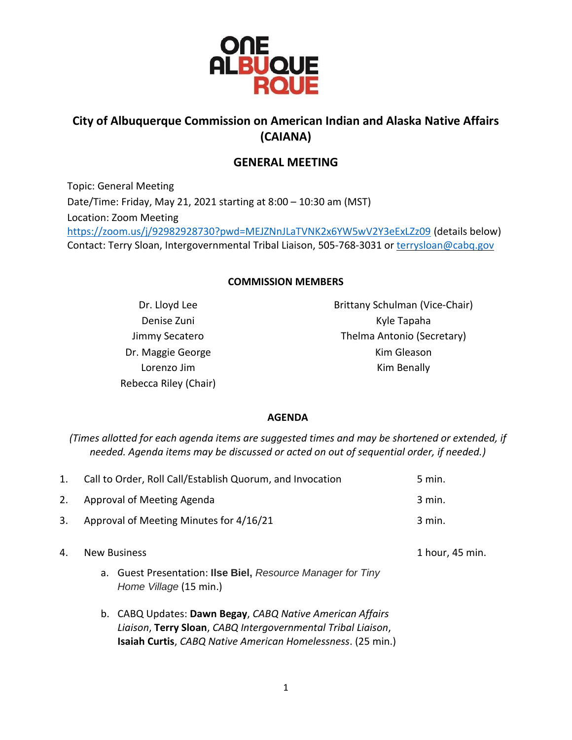ONE ALBUQUERQUE

# City of Albuquerque Commission on American Indian and Alaska Native Affairs (CAIANA)

## GENERAL MEETING

Topic: General Meeting
Date/Time: Friday, May 21, 2021 starting at 8:00 – 10:30 am (MST)
Location: Zoom Meeting
https://zoom.us/j/92982928730?pwd=MEJZNnJLaTVNK2x6YW5wV2Y3eExLZz09 (details below)
Contact: Terry Sloan, Intergovernmental Tribal Liaison, 505-768-3031 or terrysloan@cabq.gov

### COMMISSION MEMBERS

Dr. Lloyd Lee
Denise Zuni
Jimmy Secatero
Dr. Maggie George
Lorenzo Jim
Rebecca Riley (Chair)
Brittany Schulman (Vice-Chair)
Kyle Tapaha
Thelma Antonio (Secretary)
Kim Gleason
Kim Benally

### AGENDA

*(Times allotted for each agenda items are suggested times and may be shortened or extended, if needed. Agenda items may be discussed or acted on out of sequential order, if needed.)*

1. Call to Order, Roll Call/Establish Quorum, and Invocation — 5 min.
2. Approval of Meeting Agenda — 3 min.
3. Approval of Meeting Minutes for 4/16/21 — 3 min.
4. New Business — 1 hour, 45 min.
   a. Guest Presentation: **Ilse Biel,** *Resource Manager for Tiny Home Village* (15 min.)
   b. CABQ Updates: **Dawn Begay**, *CABQ Native American Affairs Liaison*, **Terry Sloan**, *CABQ Intergovernmental Tribal Liaison*, **Isaiah Curtis**, *CABQ Native American Homelessness*. (25 min.)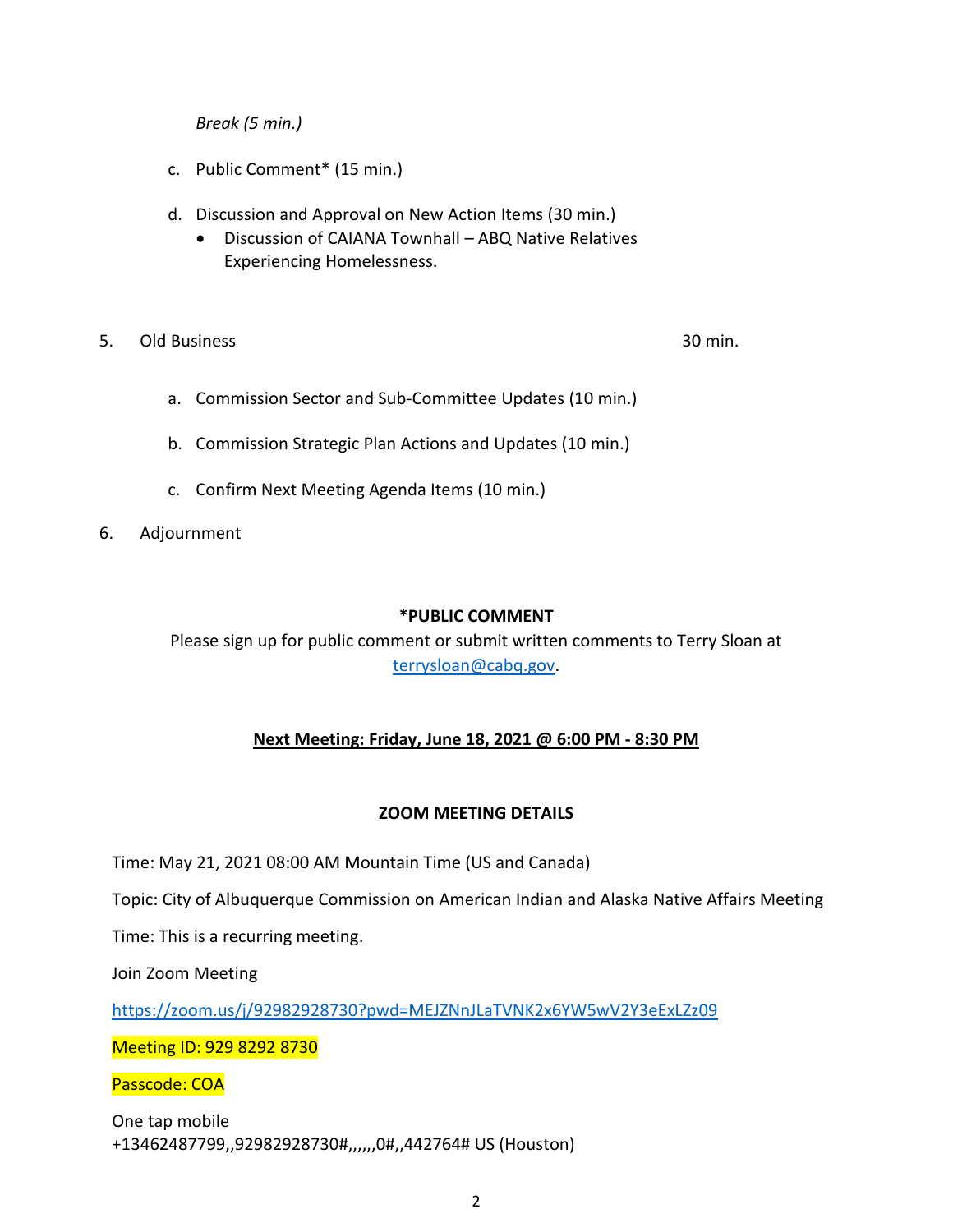*Break (5 min.)*

c. Public Comment* (15 min.)

d. Discussion and Approval on New Action Items (30 min.)
   - Discussion of CAIANA Townhall – ABQ Native Relatives Experiencing Homelessness.

5. Old Business — 30 min.

   a. Commission Sector and Sub-Committee Updates (10 min.)

   b. Commission Strategic Plan Actions and Updates (10 min.)

   c. Confirm Next Meeting Agenda Items (10 min.)

6. Adjournment

**\*PUBLIC COMMENT**

Please sign up for public comment or submit written comments to Terry Sloan at terrysloan@cabq.gov.

**Next Meeting: Friday, June 18, 2021 @ 6:00 PM - 8:30 PM**

**ZOOM MEETING DETAILS**

Time: May 21, 2021 08:00 AM Mountain Time (US and Canada)

Topic: City of Albuquerque Commission on American Indian and Alaska Native Affairs Meeting

Time: This is a recurring meeting.

Join Zoom Meeting

https://zoom.us/j/92982928730?pwd=MEJZNnJLaTVNK2x6YW5wV2Y3eExLZz09

Meeting ID: 929 8292 8730

Passcode: COA

One tap mobile
+13462487799,,92982928730#,,,,,,0#,,442764# US (Houston)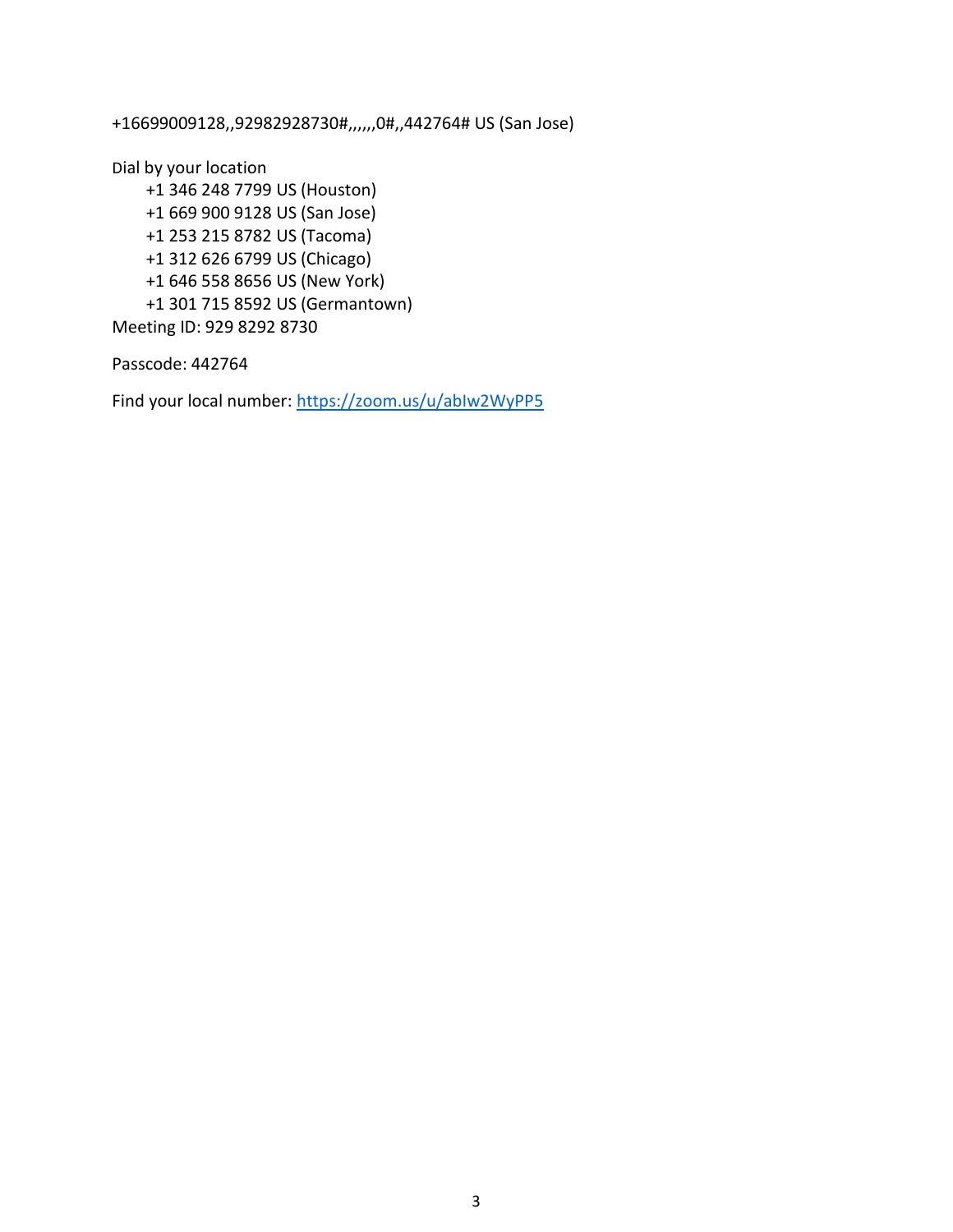+16699009128,,92982928730#,,,,,,0#,,442764# US (San Jose)

Dial by your location

+1 346 248 7799 US (Houston)
+1 669 900 9128 US (San Jose)
+1 253 215 8782 US (Tacoma)
+1 312 626 6799 US (Chicago)
+1 646 558 8656 US (New York)
+1 301 715 8592 US (Germantown)

Meeting ID: 929 8292 8730

Passcode: 442764

Find your local number: https://zoom.us/u/abIw2WyPP5